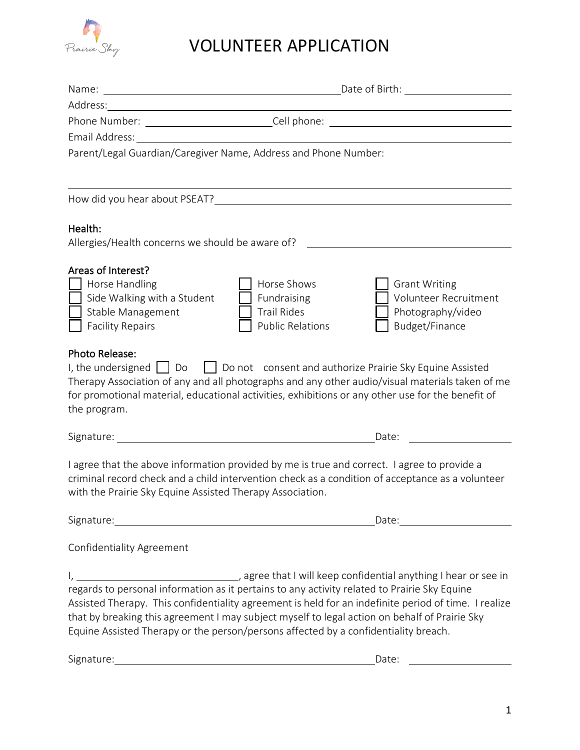# VOLUNTEER APPLICATION

Name: ______________________________ Date of Birth: ______________

Address: ____________________________________________________________

Phone Number: __________________ Cell phone: ______________________

Email Address: ______________________________________________________

Parent/Legal Guardian/Caregiver Name, Address and Phone Number:

_____________________________________________________________________

How did you hear about PSEAT? _______________________________________

**Health:**

Allergies/Health concerns we should be aware of? ____________________

**Areas of Interest?**

- ☐ Horse Handling
- ☐ Side Walking with a Student
- ☐ Stable Management
- ☐ Facility Repairs
- ☐ Horse Shows
- ☐ Fundraising
- ☐ Trail Rides
- ☐ Public Relations
- ☐ Grant Writing
- ☐ Volunteer Recruitment
- ☐ Photography/video
- ☐ Budget/Finance

**Photo Release:**

I, the undersigned ☐ Do ☐ Do not consent and authorize Prairie Sky Equine Assisted Therapy Association of any and all photographs and any other audio/visual materials taken of me for promotional material, educational activities, exhibitions or any other use for the benefit of the program.

Signature: ______________________________ Date: ______________

I agree that the above information provided by me is true and correct. I agree to provide a criminal record check and a child intervention check as a condition of acceptance as a volunteer with the Prairie Sky Equine Assisted Therapy Association.

Signature: ______________________________ Date: ______________

Confidentiality Agreement

I, ____________________, agree that I will keep confidential anything I hear or see in regards to personal information as it pertains to any activity related to Prairie Sky Equine Assisted Therapy. This confidentiality agreement is held for an indefinite period of time. I realize that by breaking this agreement I may subject myself to legal action on behalf of Prairie Sky Equine Assisted Therapy or the person/persons affected by a confidentiality breach.

Signature: ______________________________ Date: ______________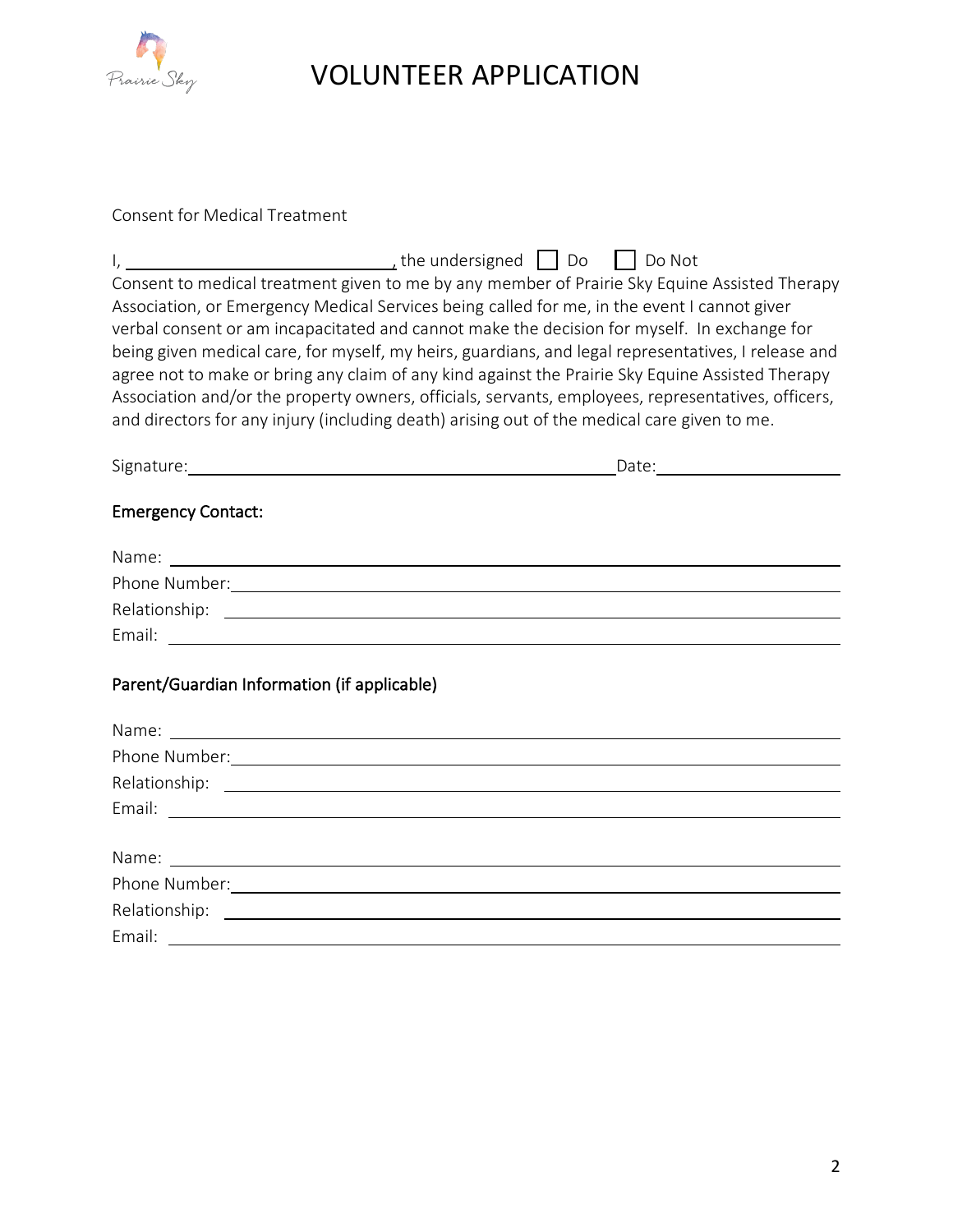# VOLUNTEER APPLICATION

Consent for Medical Treatment

I, ______________________________, the undersigned ☐ Do ☐ Do Not Consent to medical treatment given to me by any member of Prairie Sky Equine Assisted Therapy Association, or Emergency Medical Services being called for me, in the event I cannot giver verbal consent or am incapacitated and cannot make the decision for myself. In exchange for being given medical care, for myself, my heirs, guardians, and legal representatives, I release and agree not to make or bring any claim of any kind against the Prairie Sky Equine Assisted Therapy Association and/or the property owners, officials, servants, employees, representatives, officers, and directors for any injury (including death) arising out of the medical care given to me.

Signature: ______________________________ Date: ______________

**Emergency Contact:**

Name: ______________________________

Phone Number: ______________________________

Relationship: ______________________________

Email: ______________________________

**Parent/Guardian Information (if applicable)**

Name: ______________________________

Phone Number: ______________________________

Relationship: ______________________________

Email: ______________________________

Name: ______________________________

Phone Number: ______________________________

Relationship: ______________________________

Email: ______________________________